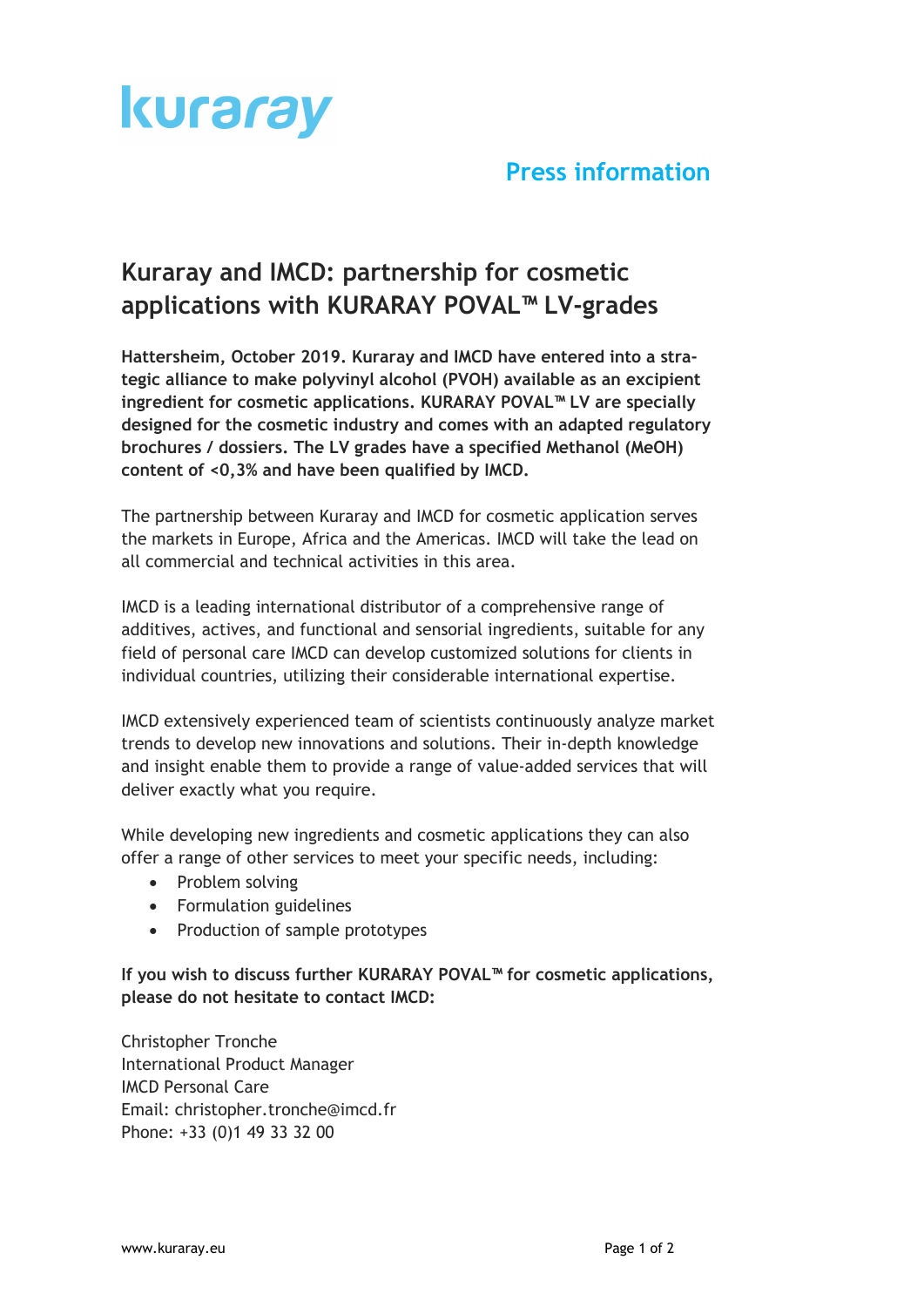kuraray

**Press information**

# Kuraray and IMCD: partnership for cosmetic applications with KURARAY POVAL™ LV-grades

**Hattersheim, October 2019. Kuraray and IMCD have entered into a strategic alliance to make polyvinyl alcohol (PVOH) available as an excipient ingredient for cosmetic applications. KURARAY POVAL™ LV are specially designed for the cosmetic industry and comes with an adapted regulatory brochures / dossiers. The LV grades have a specified Methanol (MeOH) content of <0,3% and have been qualified by IMCD.**

The partnership between Kuraray and IMCD for cosmetic application serves the markets in Europe, Africa and the Americas. IMCD will take the lead on all commercial and technical activities in this area.

IMCD is a leading international distributor of a comprehensive range of additives, actives, and functional and sensorial ingredients, suitable for any field of personal care IMCD can develop customized solutions for clients in individual countries, utilizing their considerable international expertise.

IMCD extensively experienced team of scientists continuously analyze market trends to develop new innovations and solutions. Their in-depth knowledge and insight enable them to provide a range of value-added services that will deliver exactly what you require.

While developing new ingredients and cosmetic applications they can also offer a range of other services to meet your specific needs, including:

- Problem solving
- Formulation guidelines
- Production of sample prototypes

**If you wish to discuss further KURARAY POVAL™ for cosmetic applications, please do not hesitate to contact IMCD:**

Christopher Tronche
International Product Manager
IMCD Personal Care
Email: christopher.tronche@imcd.fr
Phone: +33 (0)1 49 33 32 00

www.kuraray.eu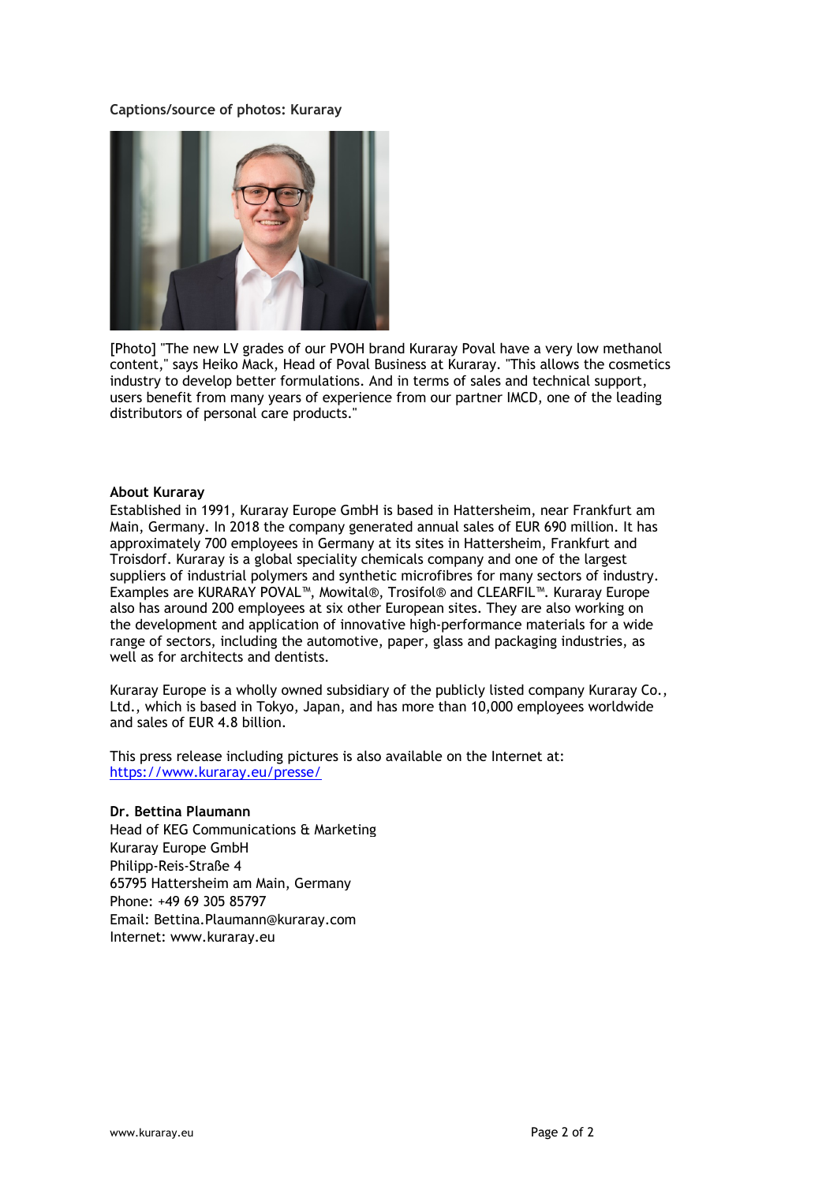**Captions/source of photos: Kuraray**

[Photo] "The new LV grades of our PVOH brand Kuraray Poval have a very low methanol content," says Heiko Mack, Head of Poval Business at Kuraray. "This allows the cosmetics industry to develop better formulations. And in terms of sales and technical support, users benefit from many years of experience from our partner IMCD, one of the leading distributors of personal care products."

**About Kuraray**

Established in 1991, Kuraray Europe GmbH is based in Hattersheim, near Frankfurt am Main, Germany. In 2018 the company generated annual sales of EUR 690 million. It has approximately 700 employees in Germany at its sites in Hattersheim, Frankfurt and Troisdorf. Kuraray is a global speciality chemicals company and one of the largest suppliers of industrial polymers and synthetic microfibres for many sectors of industry. Examples are KURARAY POVAL™, Mowital®, Trosifol® and CLEARFIL™. Kuraray Europe also has around 200 employees at six other European sites. They are also working on the development and application of innovative high-performance materials for a wide range of sectors, including the automotive, paper, glass and packaging industries, as well as for architects and dentists.

Kuraray Europe is a wholly owned subsidiary of the publicly listed company Kuraray Co., Ltd., which is based in Tokyo, Japan, and has more than 10,000 employees worldwide and sales of EUR 4.8 billion.

This press release including pictures is also available on the Internet at:
[https://www.kuraray.eu/presse/](https://www.kuraray.eu/presse/)

**Dr. Bettina Plaumann**
Head of KEG Communications & Marketing
Kuraray Europe GmbH
Philipp-Reis-Straße 4
65795 Hattersheim am Main, Germany
Phone: +49 69 305 85797
Email: Bettina.Plaumann@kuraray.com
Internet: www.kuraray.eu